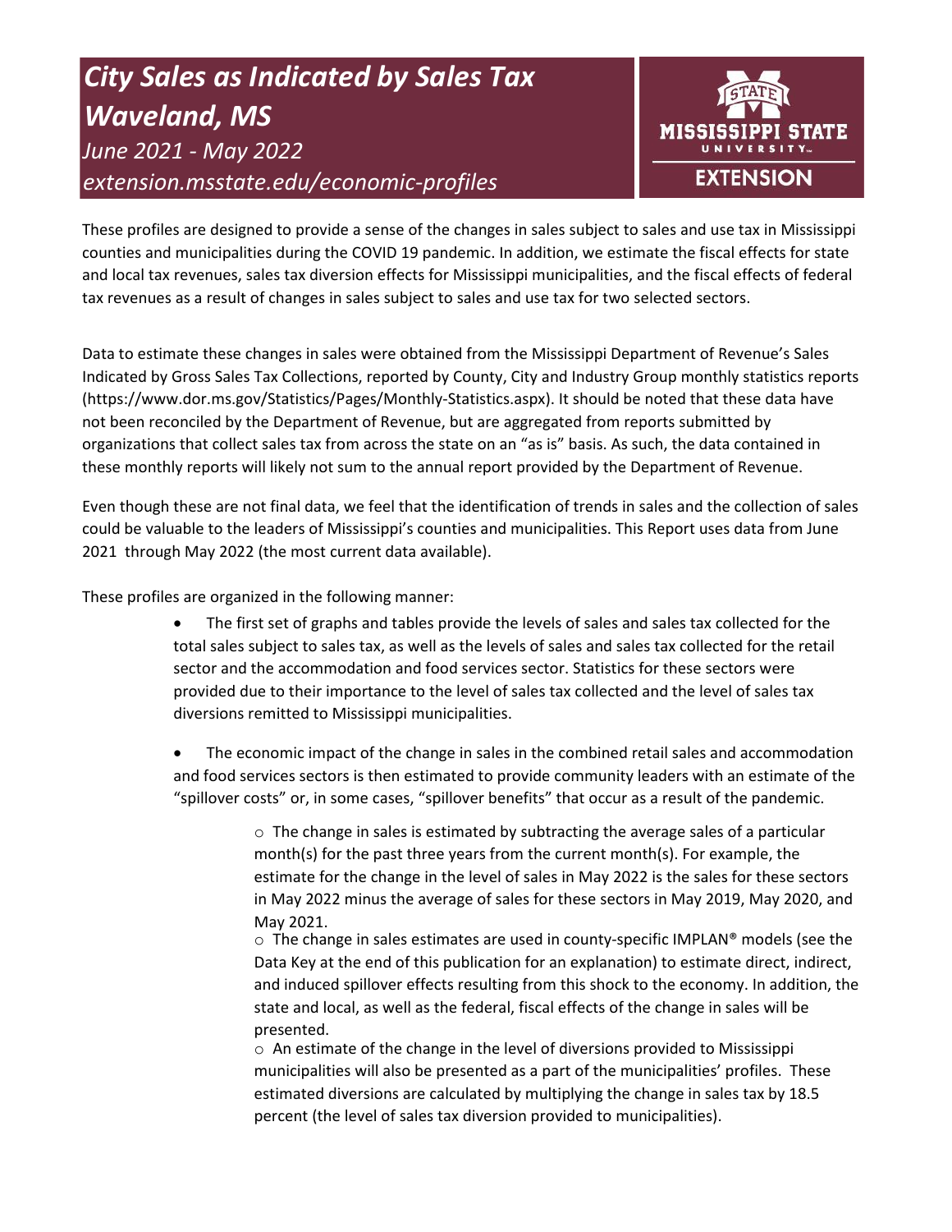# *City Sales as Indicated by Sales Tax Waveland, MS*

*June 2021 - May 2022*

*extension.msstate.edu/economic-profiles*

MISSISSIPPI STATE UNIVERSITY EXTENSION

These profiles are designed to provide a sense of the changes in sales subject to sales and use tax in Mississippi counties and municipalities during the COVID 19 pandemic. In addition, we estimate the fiscal effects for state and local tax revenues, sales tax diversion effects for Mississippi municipalities, and the fiscal effects of federal tax revenues as a result of changes in sales subject to sales and use tax for two selected sectors.

Data to estimate these changes in sales were obtained from the Mississippi Department of Revenue's Sales Indicated by Gross Sales Tax Collections, reported by County, City and Industry Group monthly statistics reports (https://www.dor.ms.gov/Statistics/Pages/Monthly-Statistics.aspx). It should be noted that these data have not been reconciled by the Department of Revenue, but are aggregated from reports submitted by organizations that collect sales tax from across the state on an "as is" basis. As such, the data contained in these monthly reports will likely not sum to the annual report provided by the Department of Revenue.

Even though these are not final data, we feel that the identification of trends in sales and the collection of sales could be valuable to the leaders of Mississippi's counties and municipalities. This Report uses data from June 2021 through May 2022 (the most current data available).

These profiles are organized in the following manner:

- The first set of graphs and tables provide the levels of sales and sales tax collected for the total sales subject to sales tax, as well as the levels of sales and sales tax collected for the retail sector and the accommodation and food services sector. Statistics for these sectors were provided due to their importance to the level of sales tax collected and the level of sales tax diversions remitted to Mississippi municipalities.
- The economic impact of the change in sales in the combined retail sales and accommodation and food services sectors is then estimated to provide community leaders with an estimate of the "spillover costs" or, in some cases, "spillover benefits" that occur as a result of the pandemic.
    - The change in sales is estimated by subtracting the average sales of a particular month(s) for the past three years from the current month(s). For example, the estimate for the change in the level of sales in May 2022 is the sales for these sectors in May 2022 minus the average of sales for these sectors in May 2019, May 2020, and May 2021.
    - The change in sales estimates are used in county-specific IMPLAN® models (see the Data Key at the end of this publication for an explanation) to estimate direct, indirect, and induced spillover effects resulting from this shock to the economy. In addition, the state and local, as well as the federal, fiscal effects of the change in sales will be presented.
    - An estimate of the change in the level of diversions provided to Mississippi municipalities will also be presented as a part of the municipalities' profiles. These estimated diversions are calculated by multiplying the change in sales tax by 18.5 percent (the level of sales tax diversion provided to municipalities).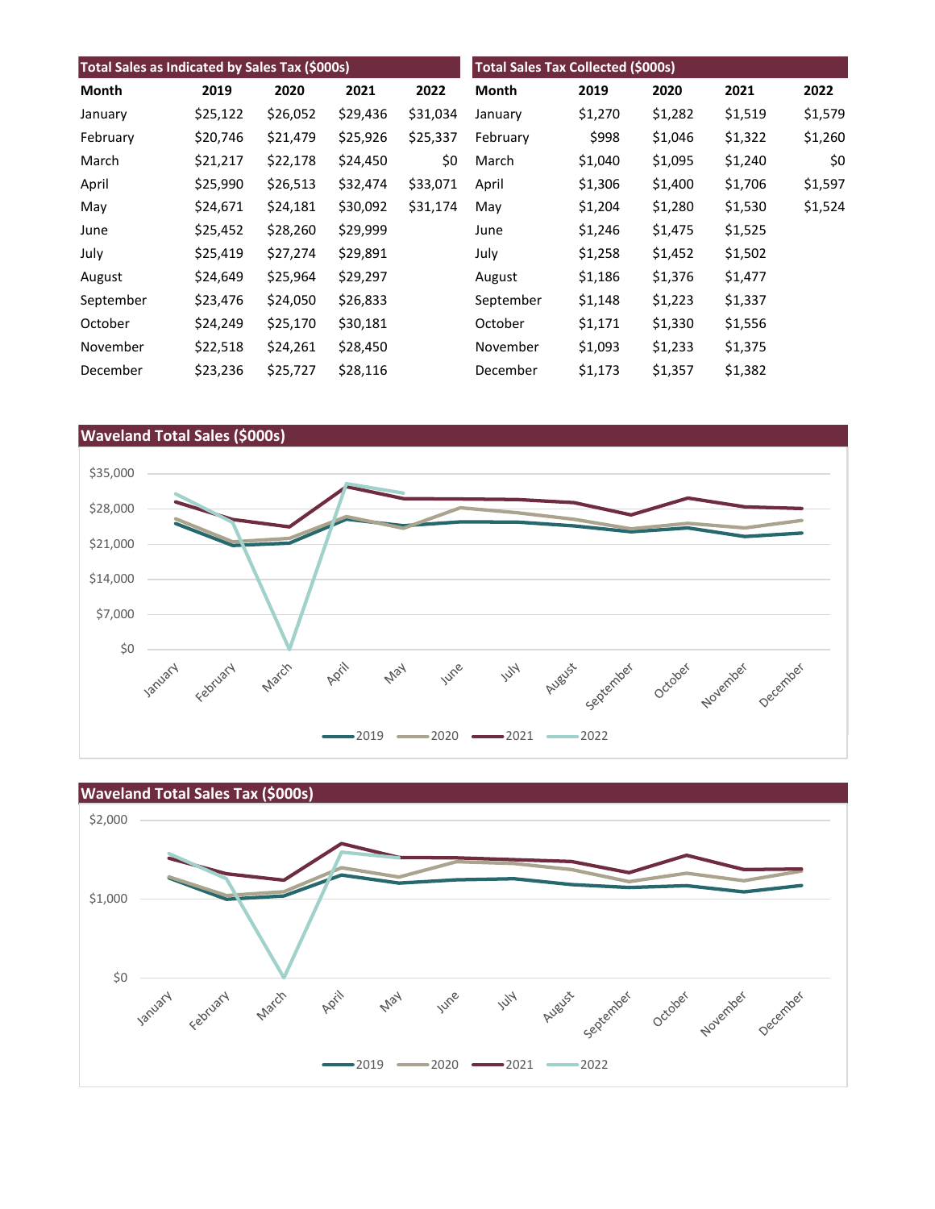| Total Sales as Indicated by Sales Tax ($000s) | | | | |
|---|---|---|---|---|
| **Month** | **2019** | **2020** | **2021** | **2022** |
| January | $25,122 | $26,052 | $29,436 | $31,034 |
| February | $20,746 | $21,479 | $25,926 | $25,337 |
| March | $21,217 | $22,178 | $24,450 | $0 |
| April | $25,990 | $26,513 | $32,474 | $33,071 |
| May | $24,671 | $24,181 | $30,092 | $31,174 |
| June | $25,452 | $28,260 | $29,999 | |
| July | $25,419 | $27,274 | $29,891 | |
| August | $24,649 | $25,964 | $29,297 | |
| September | $23,476 | $24,050 | $26,833 | |
| October | $24,249 | $25,170 | $30,181 | |
| November | $22,518 | $24,261 | $28,450 | |
| December | $23,236 | $25,727 | $28,116 | |

| Total Sales Tax Collected ($000s) | | | | |
|---|---|---|---|---|
| **Month** | **2019** | **2020** | **2021** | **2022** |
| January | $1,270 | $1,282 | $1,519 | $1,579 |
| February | $998 | $1,046 | $1,322 | $1,260 |
| March | $1,040 | $1,095 | $1,240 | $0 |
| April | $1,306 | $1,400 | $1,706 | $1,597 |
| May | $1,204 | $1,280 | $1,530 | $1,524 |
| June | $1,246 | $1,475 | $1,525 | |
| July | $1,258 | $1,452 | $1,502 | |
| August | $1,186 | $1,376 | $1,477 | |
| September | $1,148 | $1,223 | $1,337 | |
| October | $1,171 | $1,330 | $1,556 | |
| November | $1,093 | $1,233 | $1,375 | |
| December | $1,173 | $1,357 | $1,382 | |

## Waveland Total Sales ($000s)

## Waveland Total Sales Tax ($000s)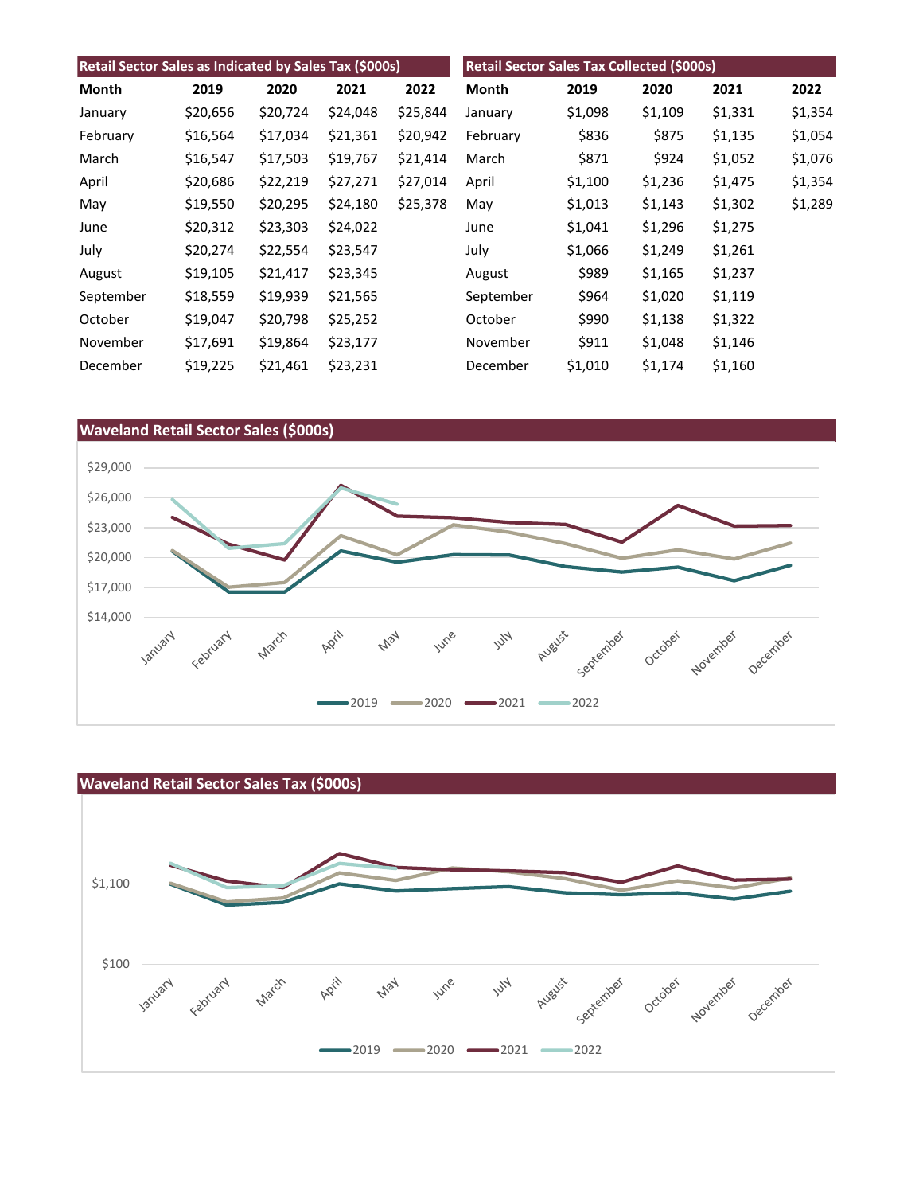## Retail Sector Sales as Indicated by Sales Tax ($000s)

| Month | 2019 | 2020 | 2021 | 2022 |
|---|---|---|---|---|
| January | $20,656 | $20,724 | $24,048 | $25,844 |
| February | $16,564 | $17,034 | $21,361 | $20,942 |
| March | $16,547 | $17,503 | $19,767 | $21,414 |
| April | $20,686 | $22,219 | $27,271 | $27,014 |
| May | $19,550 | $20,295 | $24,180 | $25,378 |
| June | $20,312 | $23,303 | $24,022 | |
| July | $20,274 | $22,554 | $23,547 | |
| August | $19,105 | $21,417 | $23,345 | |
| September | $18,559 | $19,939 | $21,565 | |
| October | $19,047 | $20,798 | $25,252 | |
| November | $17,691 | $19,864 | $23,177 | |
| December | $19,225 | $21,461 | $23,231 | |

## Retail Sector Sales Tax Collected ($000s)

| Month | 2019 | 2020 | 2021 | 2022 |
|---|---|---|---|---|
| January | $1,098 | $1,109 | $1,331 | $1,354 |
| February | $836 | $875 | $1,135 | $1,054 |
| March | $871 | $924 | $1,052 | $1,076 |
| April | $1,100 | $1,236 | $1,475 | $1,354 |
| May | $1,013 | $1,143 | $1,302 | $1,289 |
| June | $1,041 | $1,296 | $1,275 | |
| July | $1,066 | $1,249 | $1,261 | |
| August | $989 | $1,165 | $1,237 | |
| September | $964 | $1,020 | $1,119 | |
| October | $990 | $1,138 | $1,322 | |
| November | $911 | $1,048 | $1,146 | |
| December | $1,010 | $1,174 | $1,160 | |

## Waveland Retail Sector Sales ($000s)

## Waveland Retail Sector Sales Tax ($000s)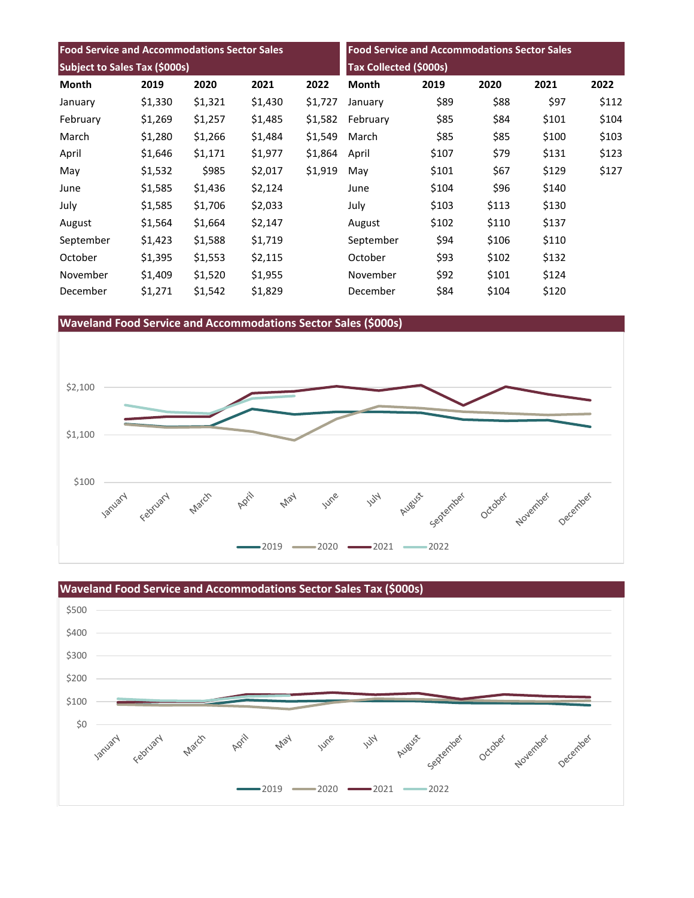| Food Service and Accommodations Sector Sales Subject to Sales Tax ($000s) | | | | |
|---|---|---|---|---|
| Month | 2019 | 2020 | 2021 | 2022 |
| January | $1,330 | $1,321 | $1,430 | $1,727 |
| February | $1,269 | $1,257 | $1,485 | $1,582 |
| March | $1,280 | $1,266 | $1,484 | $1,549 |
| April | $1,646 | $1,171 | $1,977 | $1,864 |
| May | $1,532 | $985 | $2,017 | $1,919 |
| June | $1,585 | $1,436 | $2,124 | |
| July | $1,585 | $1,706 | $2,033 | |
| August | $1,564 | $1,664 | $2,147 | |
| September | $1,423 | $1,588 | $1,719 | |
| October | $1,395 | $1,553 | $2,115 | |
| November | $1,409 | $1,520 | $1,955 | |
| December | $1,271 | $1,542 | $1,829 | |

| Food Service and Accommodations Sector Sales Tax Collected ($000s) | | | | |
|---|---|---|---|---|
| Month | 2019 | 2020 | 2021 | 2022 |
| January | $89 | $88 | $97 | $112 |
| February | $85 | $84 | $101 | $104 |
| March | $85 | $85 | $100 | $103 |
| April | $107 | $79 | $131 | $123 |
| May | $101 | $67 | $129 | $127 |
| June | $104 | $96 | $140 | |
| July | $103 | $113 | $130 | |
| August | $102 | $110 | $137 | |
| September | $94 | $106 | $110 | |
| October | $93 | $102 | $132 | |
| November | $92 | $101 | $124 | |
| December | $84 | $104 | $120 | |

## Waveland Food Service and Accommodations Sector Sales ($000s)

## Waveland Food Service and Accommodations Sector Sales Tax ($000s)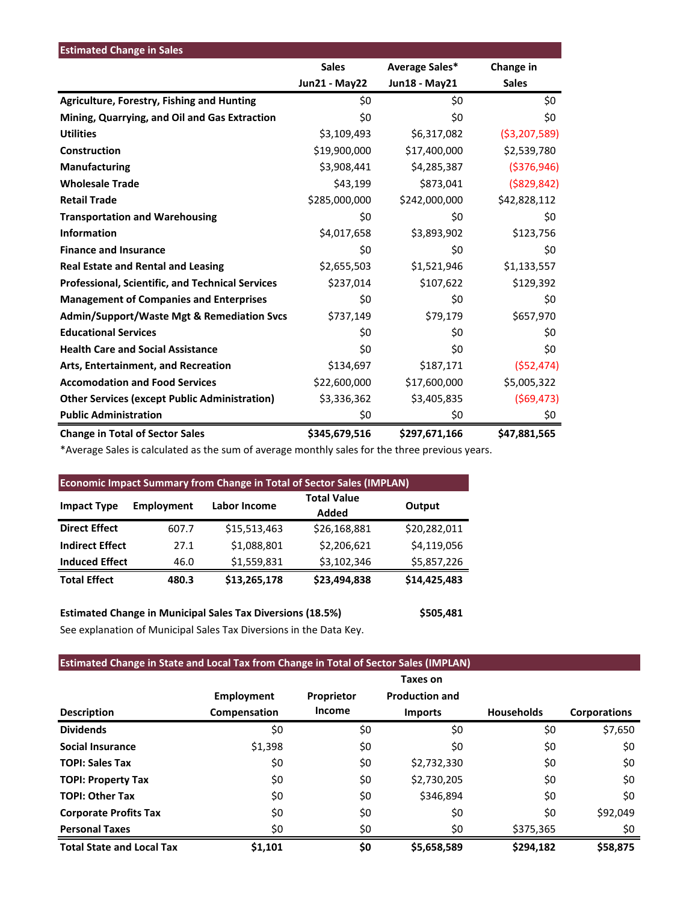## Estimated Change in Sales

| | Sales Jun21 - May22 | Average Sales* Jun18 - May21 | Change in Sales |
|---|---|---|---|
| Agriculture, Forestry, Fishing and Hunting | $0 | $0 | $0 |
| Mining, Quarrying, and Oil and Gas Extraction | $0 | $0 | $0 |
| Utilities | $3,109,493 | $6,317,082 | ($3,207,589) |
| Construction | $19,900,000 | $17,400,000 | $2,539,780 |
| Manufacturing | $3,908,441 | $4,285,387 | ($376,946) |
| Wholesale Trade | $43,199 | $873,041 | ($829,842) |
| Retail Trade | $285,000,000 | $242,000,000 | $42,828,112 |
| Transportation and Warehousing | $0 | $0 | $0 |
| Information | $4,017,658 | $3,893,902 | $123,756 |
| Finance and Insurance | $0 | $0 | $0 |
| Real Estate and Rental and Leasing | $2,655,503 | $1,521,946 | $1,133,557 |
| Professional, Scientific, and Technical Services | $237,014 | $107,622 | $129,392 |
| Management of Companies and Enterprises | $0 | $0 | $0 |
| Admin/Support/Waste Mgt & Remediation Svcs | $737,149 | $79,179 | $657,970 |
| Educational Services | $0 | $0 | $0 |
| Health Care and Social Assistance | $0 | $0 | $0 |
| Arts, Entertainment, and Recreation | $134,697 | $187,171 | ($52,474) |
| Accomodation and Food Services | $22,600,000 | $17,600,000 | $5,005,322 |
| Other Services (except Public Administration) | $3,336,362 | $3,405,835 | ($69,473) |
| Public Administration | $0 | $0 | $0 |
| **Change in Total of Sector Sales** | **$345,679,516** | **$297,671,166** | **$47,881,565** |

*Average Sales is calculated as the sum of average monthly sales for the three previous years.

## Economic Impact Summary from Change in Total of Sector Sales (IMPLAN)

| Impact Type | Employment | Labor Income | Total Value Added | Output |
|---|---|---|---|---|
| Direct Effect | 607.7 | $15,513,463 | $26,168,881 | $20,282,011 |
| Indirect Effect | 27.1 | $1,088,801 | $2,206,621 | $4,119,056 |
| Induced Effect | 46.0 | $1,559,831 | $3,102,346 | $5,857,226 |
| **Total Effect** | **480.3** | **$13,265,178** | **$23,494,838** | **$14,425,483** |

**Estimated Change in Municipal Sales Tax Diversions (18.5%)** **$505,481**

See explanation of Municipal Sales Tax Diversions in the Data Key.

## Estimated Change in State and Local Tax from Change in Total of Sector Sales (IMPLAN)

| Description | Employment Compensation | Proprietor Income | Taxes on Production and Imports | Households | Corporations |
|---|---|---|---|---|---|
| Dividends | $0 | $0 | $0 | $0 | $7,650 |
| Social Insurance | $1,398 | $0 | $0 | $0 | $0 |
| TOPI: Sales Tax | $0 | $0 | $2,732,330 | $0 | $0 |
| TOPI: Property Tax | $0 | $0 | $2,730,205 | $0 | $0 |
| TOPI: Other Tax | $0 | $0 | $346,894 | $0 | $0 |
| Corporate Profits Tax | $0 | $0 | $0 | $0 | $92,049 |
| Personal Taxes | $0 | $0 | $0 | $375,365 | $0 |
| **Total State and Local Tax** | **$1,101** | **$0** | **$5,658,589** | **$294,182** | **$58,875** |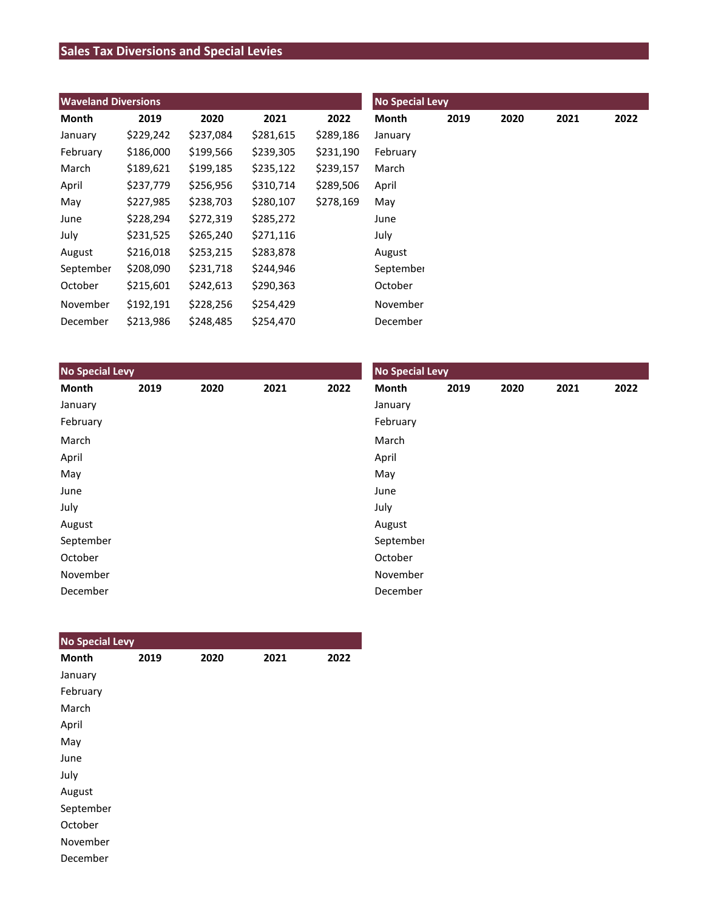## Sales Tax Diversions and Special Levies

### Waveland Diversions

| Month | 2019 | 2020 | 2021 | 2022 |
|---|---|---|---|---|
| January | $229,242 | $237,084 | $281,615 | $289,186 |
| February | $186,000 | $199,566 | $239,305 | $231,190 |
| March | $189,621 | $199,185 | $235,122 | $239,157 |
| April | $237,779 | $256,956 | $310,714 | $289,506 |
| May | $227,985 | $238,703 | $280,107 | $278,169 |
| June | $228,294 | $272,319 | $285,272 | |
| July | $231,525 | $265,240 | $271,116 | |
| August | $216,018 | $253,215 | $283,878 | |
| September | $208,090 | $231,718 | $244,946 | |
| October | $215,601 | $242,613 | $290,363 | |
| November | $192,191 | $228,256 | $254,429 | |
| December | $213,986 | $248,485 | $254,470 | |

### No Special Levy

| Month | 2019 | 2020 | 2021 | 2022 |
|---|---|---|---|---|
| January | | | | |
| February | | | | |
| March | | | | |
| April | | | | |
| May | | | | |
| June | | | | |
| July | | | | |
| August | | | | |
| September | | | | |
| October | | | | |
| November | | | | |
| December | | | | |

### No Special Levy

| Month | 2019 | 2020 | 2021 | 2022 |
|---|---|---|---|---|
| January | | | | |
| February | | | | |
| March | | | | |
| April | | | | |
| May | | | | |
| June | | | | |
| July | | | | |
| August | | | | |
| September | | | | |
| October | | | | |
| November | | | | |
| December | | | | |

### No Special Levy

| Month | 2019 | 2020 | 2021 | 2022 |
|---|---|---|---|---|
| January | | | | |
| February | | | | |
| March | | | | |
| April | | | | |
| May | | | | |
| June | | | | |
| July | | | | |
| August | | | | |
| September | | | | |
| October | | | | |
| November | | | | |
| December | | | | |

### No Special Levy

| Month | 2019 | 2020 | 2021 | 2022 |
|---|---|---|---|---|
| January | | | | |
| February | | | | |
| March | | | | |
| April | | | | |
| May | | | | |
| June | | | | |
| July | | | | |
| August | | | | |
| September | | | | |
| October | | | | |
| November | | | | |
| December | | | | |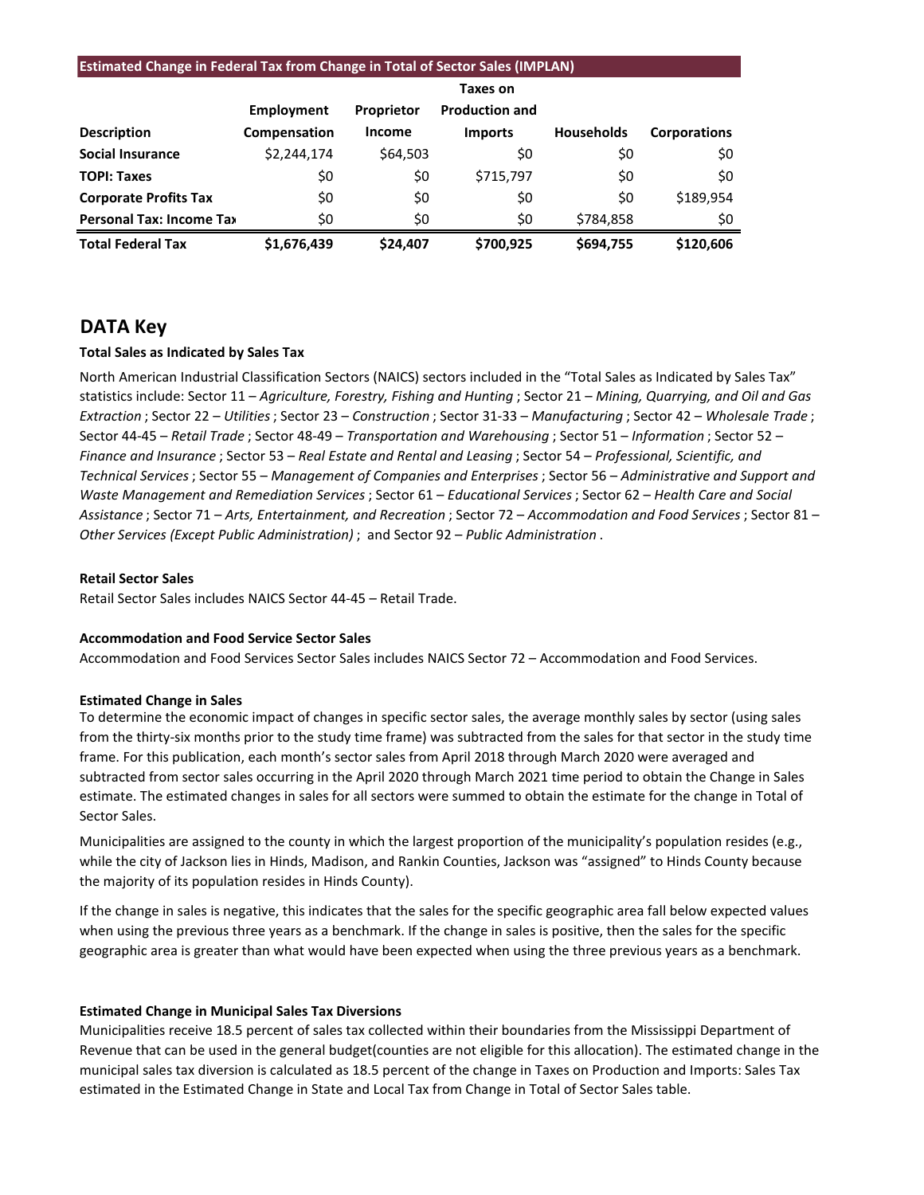**Estimated Change in Federal Tax from Change in Total of Sector Sales (IMPLAN)**

| Description | Employment Compensation | Proprietor Income | Taxes on Production and Imports | Households | Corporations |
|---|---|---|---|---|---|
| **Social Insurance** | $2,244,174 | $64,503 | $0 | $0 | $0 |
| **TOPI: Taxes** | $0 | $0 | $715,797 | $0 | $0 |
| **Corporate Profits Tax** | $0 | $0 | $0 | $0 | $189,954 |
| **Personal Tax: Income Tax** | $0 | $0 | $0 | $784,858 | $0 |
| **Total Federal Tax** | **$1,676,439** | **$24,407** | **$700,925** | **$694,755** | **$120,606** |

## DATA Key

**Total Sales as Indicated by Sales Tax**

North American Industrial Classification Sectors (NAICS) sectors included in the "Total Sales as Indicated by Sales Tax" statistics include: Sector 11 – *Agriculture, Forestry, Fishing and Hunting* ; Sector 21 – *Mining, Quarrying, and Oil and Gas Extraction* ; Sector 22 – *Utilities* ; Sector 23 – *Construction* ; Sector 31-33 – *Manufacturing* ; Sector 42 – *Wholesale Trade* ; Sector 44-45 – *Retail Trade* ; Sector 48-49 – *Transportation and Warehousing* ; Sector 51 – *Information* ; Sector 52 – *Finance and Insurance* ; Sector 53 – *Real Estate and Rental and Leasing* ; Sector 54 – *Professional, Scientific, and Technical Services* ; Sector 55 – *Management of Companies and Enterprises* ; Sector 56 – *Administrative and Support and Waste Management and Remediation Services* ; Sector 61 – *Educational Services* ; Sector 62 – *Health Care and Social Assistance* ; Sector 71 – *Arts, Entertainment, and Recreation* ; Sector 72 – *Accommodation and Food Services* ; Sector 81 – *Other Services (Except Public Administration)* ; and Sector 92 – *Public Administration* .

**Retail Sector Sales**

Retail Sector Sales includes NAICS Sector 44-45 – Retail Trade.

**Accommodation and Food Service Sector Sales**

Accommodation and Food Services Sector Sales includes NAICS Sector 72 – Accommodation and Food Services.

**Estimated Change in Sales**

To determine the economic impact of changes in specific sector sales, the average monthly sales by sector (using sales from the thirty-six months prior to the study time frame) was subtracted from the sales for that sector in the study time frame. For this publication, each month's sector sales from April 2018 through March 2020 were averaged and subtracted from sector sales occurring in the April 2020 through March 2021 time period to obtain the Change in Sales estimate. The estimated changes in sales for all sectors were summed to obtain the estimate for the change in Total of Sector Sales.

Municipalities are assigned to the county in which the largest proportion of the municipality's population resides (e.g., while the city of Jackson lies in Hinds, Madison, and Rankin Counties, Jackson was "assigned" to Hinds County because the majority of its population resides in Hinds County).

If the change in sales is negative, this indicates that the sales for the specific geographic area fall below expected values when using the previous three years as a benchmark. If the change in sales is positive, then the sales for the specific geographic area is greater than what would have been expected when using the three previous years as a benchmark.

**Estimated Change in Municipal Sales Tax Diversions**

Municipalities receive 18.5 percent of sales tax collected within their boundaries from the Mississippi Department of Revenue that can be used in the general budget(counties are not eligible for this allocation). The estimated change in the municipal sales tax diversion is calculated as 18.5 percent of the change in Taxes on Production and Imports: Sales Tax estimated in the Estimated Change in State and Local Tax from Change in Total of Sector Sales table.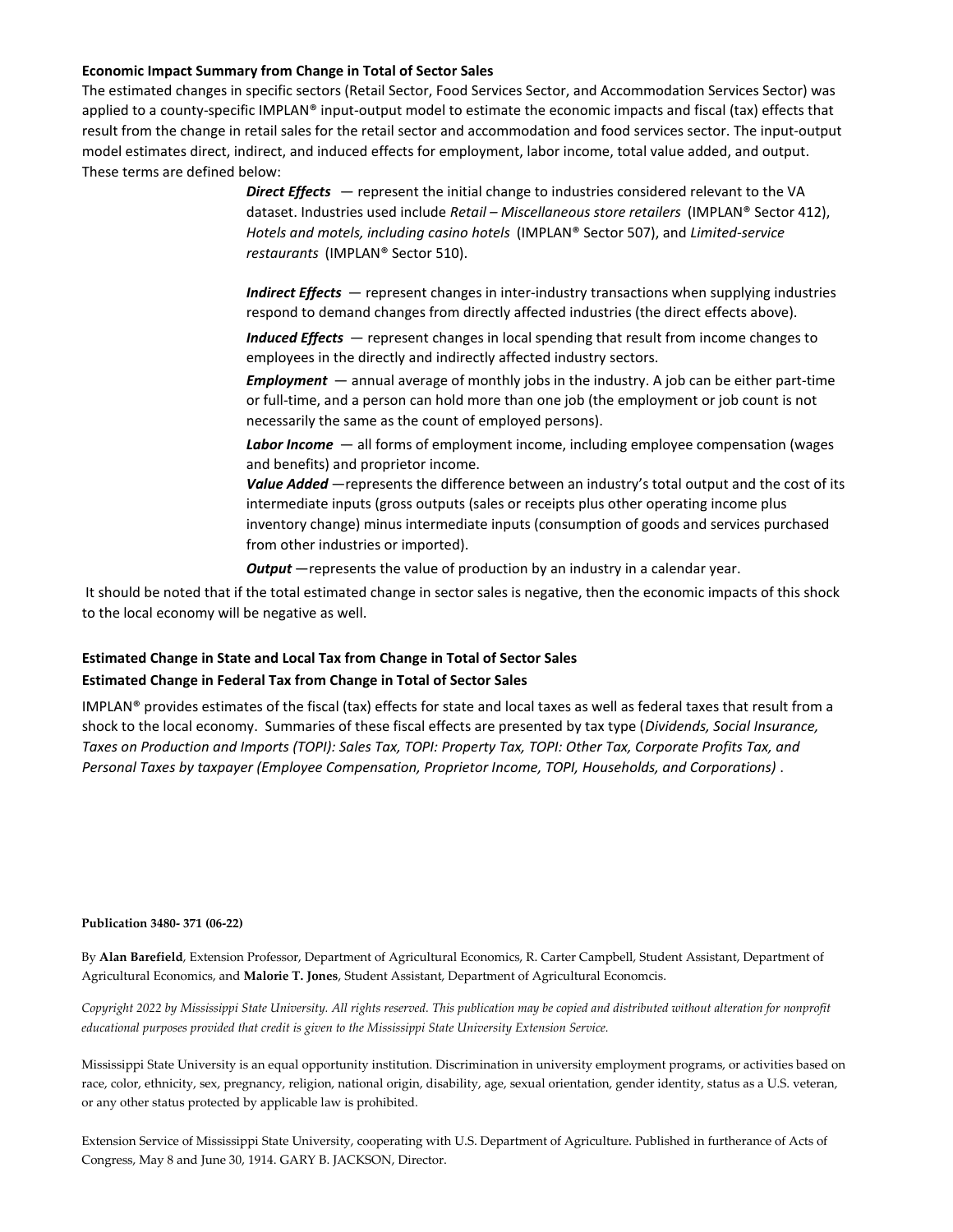**Economic Impact Summary from Change in Total of Sector Sales**

The estimated changes in specific sectors (Retail Sector, Food Services Sector, and Accommodation Services Sector) was applied to a county-specific IMPLAN® input-output model to estimate the economic impacts and fiscal (tax) effects that result from the change in retail sales for the retail sector and accommodation and food services sector. The input-output model estimates direct, indirect, and induced effects for employment, labor income, total value added, and output. These terms are defined below:

***Direct Effects*** — represent the initial change to industries considered relevant to the VA dataset. Industries used include *Retail – Miscellaneous store retailers* (IMPLAN® Sector 412), *Hotels and motels, including casino hotels* (IMPLAN® Sector 507), and *Limited-service restaurants* (IMPLAN® Sector 510).

***Indirect Effects*** — represent changes in inter-industry transactions when supplying industries respond to demand changes from directly affected industries (the direct effects above).

***Induced Effects*** — represent changes in local spending that result from income changes to employees in the directly and indirectly affected industry sectors.

***Employment*** — annual average of monthly jobs in the industry. A job can be either part-time or full-time, and a person can hold more than one job (the employment or job count is not necessarily the same as the count of employed persons).

***Labor Income*** — all forms of employment income, including employee compensation (wages and benefits) and proprietor income.

***Value Added*** —represents the difference between an industry's total output and the cost of its intermediate inputs (gross outputs (sales or receipts plus other operating income plus inventory change) minus intermediate inputs (consumption of goods and services purchased from other industries or imported).

***Output*** —represents the value of production by an industry in a calendar year.

It should be noted that if the total estimated change in sector sales is negative, then the economic impacts of this shock to the local economy will be negative as well.

**Estimated Change in State and Local Tax from Change in Total of Sector Sales**

**Estimated Change in Federal Tax from Change in Total of Sector Sales**

IMPLAN® provides estimates of the fiscal (tax) effects for state and local taxes as well as federal taxes that result from a shock to the local economy. Summaries of these fiscal effects are presented by tax type (*Dividends, Social Insurance, Taxes on Production and Imports (TOPI): Sales Tax, TOPI: Property Tax, TOPI: Other Tax, Corporate Profits Tax, and Personal Taxes by taxpayer (Employee Compensation, Proprietor Income, TOPI, Households, and Corporations)* .

**Publication 3480- 371 (06-22)**

By **Alan Barefield**, Extension Professor, Department of Agricultural Economics, R. Carter Campbell, Student Assistant, Department of Agricultural Economics, and **Malorie T. Jones**, Student Assistant, Department of Agricultural Economcis.

*Copyright 2022 by Mississippi State University. All rights reserved. This publication may be copied and distributed without alteration for nonprofit educational purposes provided that credit is given to the Mississippi State University Extension Service.*

Mississippi State University is an equal opportunity institution. Discrimination in university employment programs, or activities based on race, color, ethnicity, sex, pregnancy, religion, national origin, disability, age, sexual orientation, gender identity, status as a U.S. veteran, or any other status protected by applicable law is prohibited.

Extension Service of Mississippi State University, cooperating with U.S. Department of Agriculture. Published in furtherance of Acts of Congress, May 8 and June 30, 1914. GARY B. JACKSON, Director.